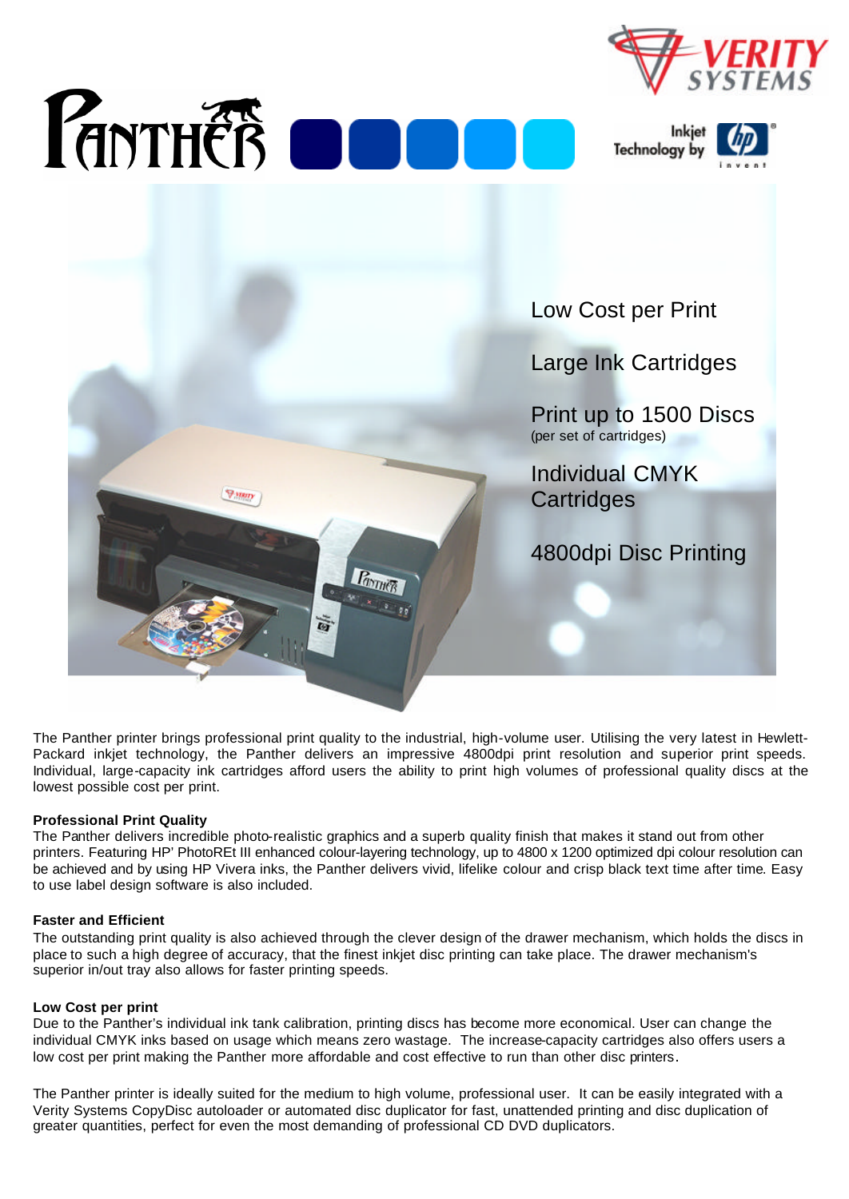# PANTHER

VERITY SYSTEMS

Inkjet Technology by hp invent

Low Cost per Print

Large Ink Cartridges

Print up to 1500 Discs
(per set of cartridges)

Individual CMYK Cartridges

4800dpi Disc Printing

The Panther printer brings professional print quality to the industrial, high-volume user. Utilising the very latest in Hewlett-Packard inkjet technology, the Panther delivers an impressive 4800dpi print resolution and superior print speeds. Individual, large-capacity ink cartridges afford users the ability to print high volumes of professional quality discs at the lowest possible cost per print.

**Professional Print Quality**

The Panther delivers incredible photo-realistic graphics and a superb quality finish that makes it stand out from other printers. Featuring HP' PhotoREt III enhanced colour-layering technology, up to 4800 x 1200 optimized dpi colour resolution can be achieved and by using HP Vivera inks, the Panther delivers vivid, lifelike colour and crisp black text time after time. Easy to use label design software is also included.

**Faster and Efficient**

The outstanding print quality is also achieved through the clever design of the drawer mechanism, which holds the discs in place to such a high degree of accuracy, that the finest inkjet disc printing can take place. The drawer mechanism's superior in/out tray also allows for faster printing speeds.

**Low Cost per print**

Due to the Panther's individual ink tank calibration, printing discs has become more economical. User can change the individual CMYK inks based on usage which means zero wastage. The increase-capacity cartridges also offers users a low cost per print making the Panther more affordable and cost effective to run than other disc printers.

The Panther printer is ideally suited for the medium to high volume, professional user. It can be easily integrated with a Verity Systems CopyDisc autoloader or automated disc duplicator for fast, unattended printing and disc duplication of greater quantities, perfect for even the most demanding of professional CD DVD duplicators.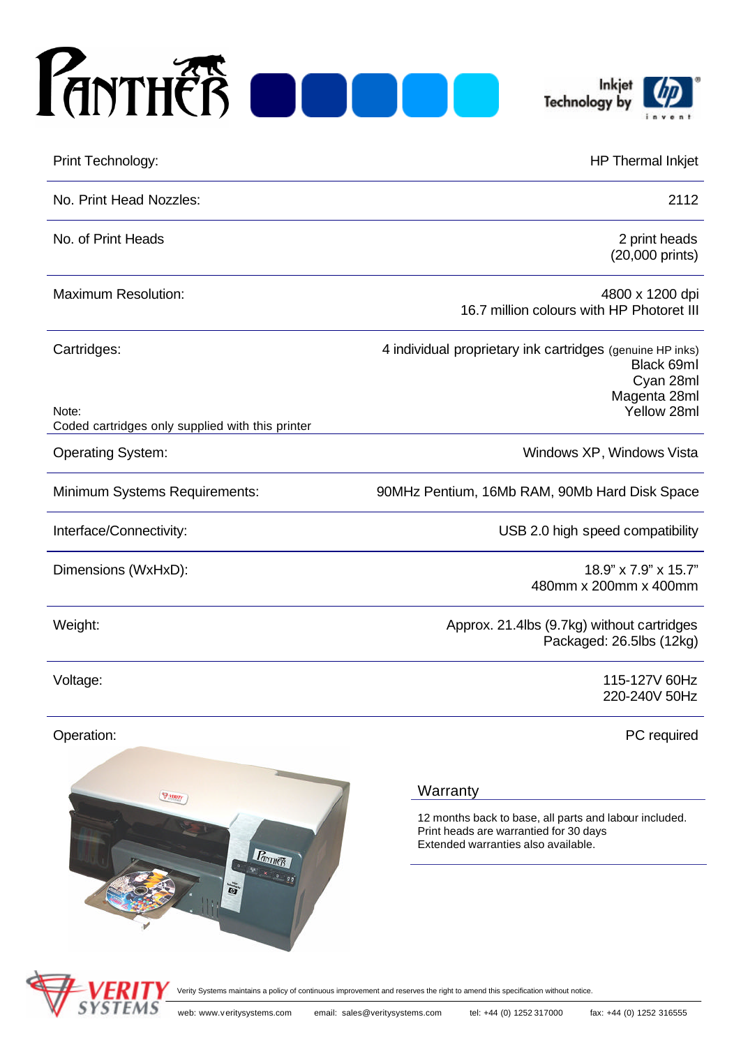# PANTHER

Inkjet Technology by hp invent

| | |
|---|---|
| Print Technology: | HP Thermal Inkjet |
| No. Print Head Nozzles: | 2112 |
| No. of Print Heads | 2 print heads (20,000 prints) |
| Maximum Resolution: | 4800 x 1200 dpi<br>16.7 million colours with HP Photoret III |
| Cartridges:<br><br>Note:<br>Coded cartridges only supplied with this printer | 4 individual proprietary ink cartridges (genuine HP inks)<br>Black 69ml<br>Cyan 28ml<br>Magenta 28ml<br>Yellow 28ml |
| Operating System: | Windows XP, Windows Vista |
| Minimum Systems Requirements: | 90MHz Pentium, 16Mb RAM, 90Mb Hard Disk Space |
| Interface/Connectivity: | USB 2.0 high speed compatibility |
| Dimensions (WxHxD): | 18.9" x 7.9" x 15.7"<br>480mm x 200mm x 400mm |
| Weight: | Approx. 21.4lbs (9.7kg) without cartridges<br>Packaged: 26.5lbs (12kg) |
| Voltage: | 115-127V 60Hz<br>220-240V 50Hz |
| Operation: | PC required |

## Warranty

12 months back to base, all parts and labour included.
Print heads are warrantied for 30 days
Extended warranties also available.

VERITY SYSTEMS

Verity Systems maintains a policy of continuous improvement and reserves the right to amend this specification without notice.

web: www.veritysystems.com email: sales@veritysystems.com tel: +44 (0) 1252 317000 fax: +44 (0) 1252 316555